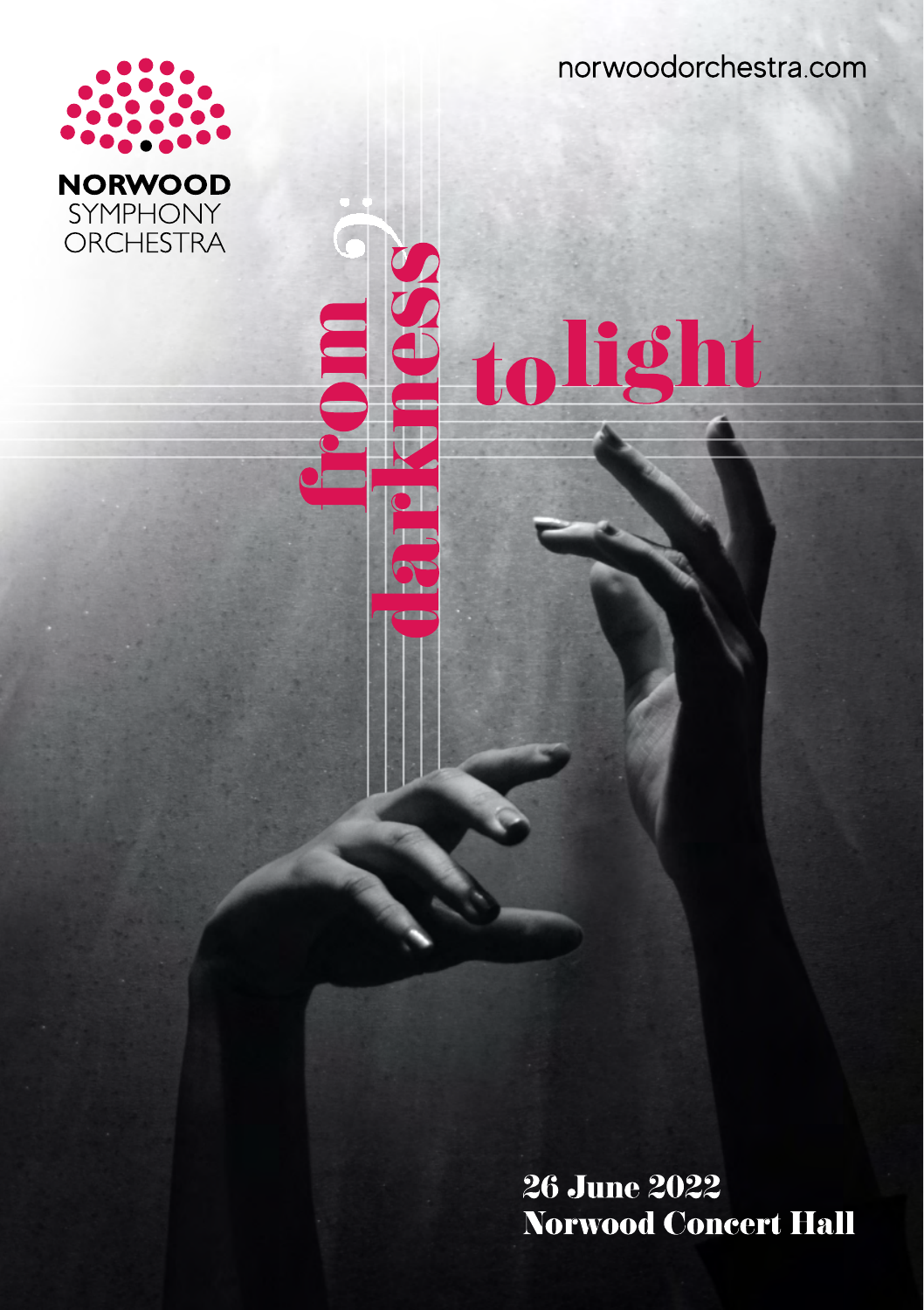norwoodorchestra.com

**NORWOOD**
SYMPHONY
ORCHESTRA

# from darkness to light

## 26 June 2022
## Norwood Concert Hall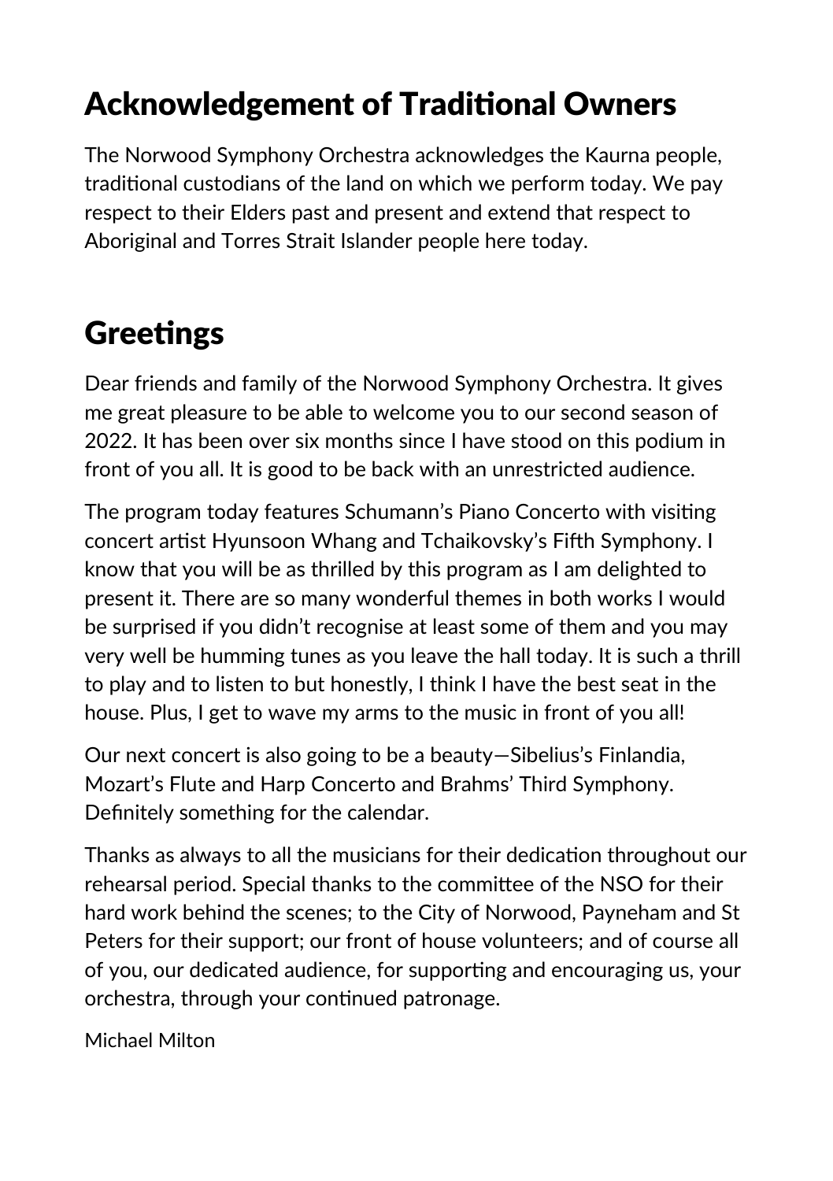## Acknowledgement of Traditional Owners

The Norwood Symphony Orchestra acknowledges the Kaurna people, traditional custodians of the land on which we perform today. We pay respect to their Elders past and present and extend that respect to Aboriginal and Torres Strait Islander people here today.

## Greetings

Dear friends and family of the Norwood Symphony Orchestra. It gives me great pleasure to be able to welcome you to our second season of 2022. It has been over six months since I have stood on this podium in front of you all. It is good to be back with an unrestricted audience.

The program today features Schumann's Piano Concerto with visiting concert artist Hyunsoon Whang and Tchaikovsky's Fifth Symphony. I know that you will be as thrilled by this program as I am delighted to present it. There are so many wonderful themes in both works I would be surprised if you didn't recognise at least some of them and you may very well be humming tunes as you leave the hall today. It is such a thrill to play and to listen to but honestly, I think I have the best seat in the house. Plus, I get to wave my arms to the music in front of you all!

Our next concert is also going to be a beauty—Sibelius's Finlandia, Mozart's Flute and Harp Concerto and Brahms' Third Symphony. Definitely something for the calendar.

Thanks as always to all the musicians for their dedication throughout our rehearsal period. Special thanks to the committee of the NSO for their hard work behind the scenes; to the City of Norwood, Payneham and St Peters for their support; our front of house volunteers; and of course all of you, our dedicated audience, for supporting and encouraging us, your orchestra, through your continued patronage.

Michael Milton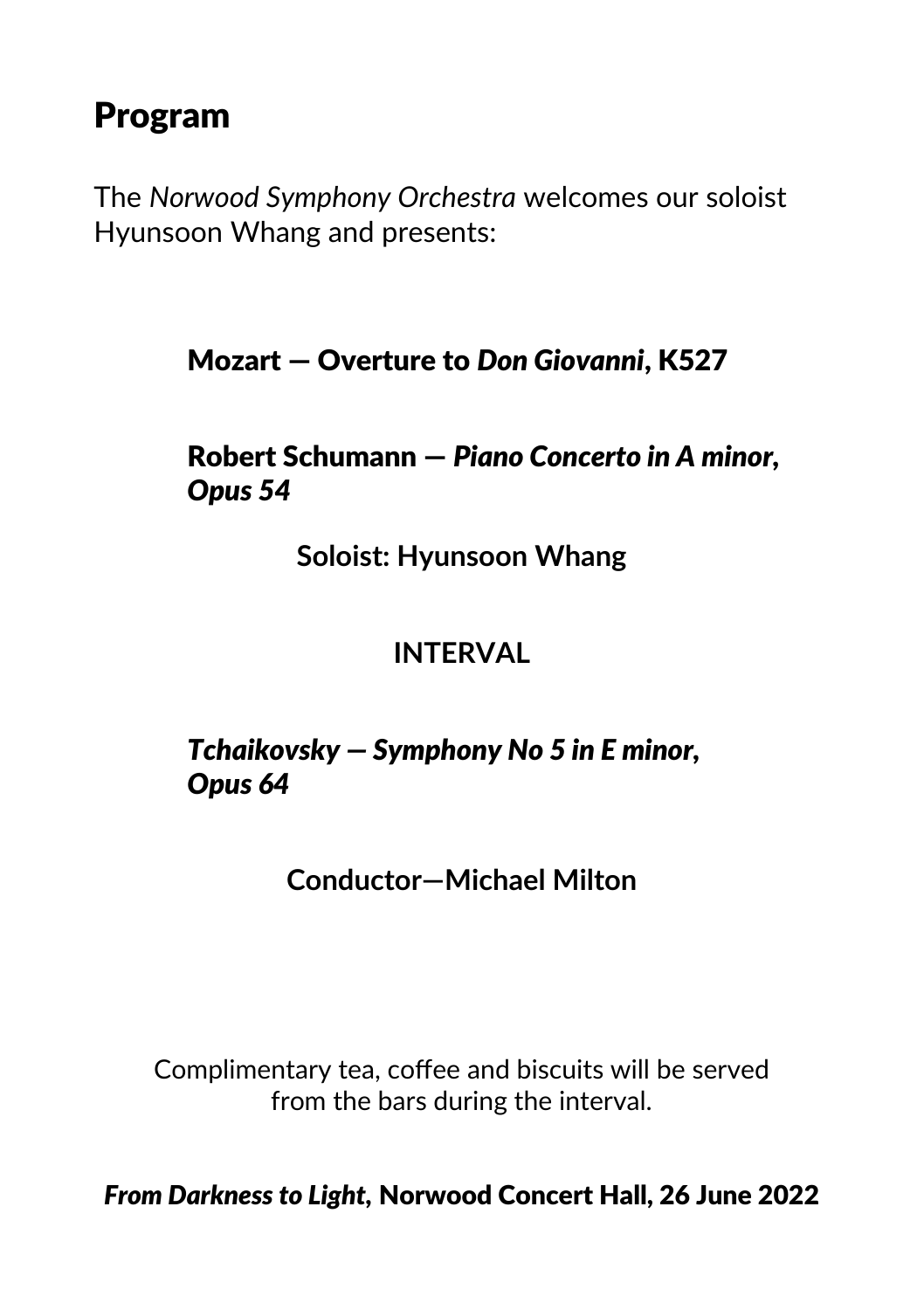# Program

The *Norwood Symphony Orchestra* welcomes our soloist Hyunsoon Whang and presents:

**Mozart — Overture to *Don Giovanni*, K527**

**Robert Schumann — *Piano Concerto in A minor, Opus 54***

**Soloist: Hyunsoon Whang**

**INTERVAL**

***Tchaikovsky — Symphony No 5 in E minor, Opus 64***

**Conductor—Michael Milton**

Complimentary tea, coffee and biscuits will be served from the bars during the interval.

***From Darkness to Light*, Norwood Concert Hall, 26 June 2022**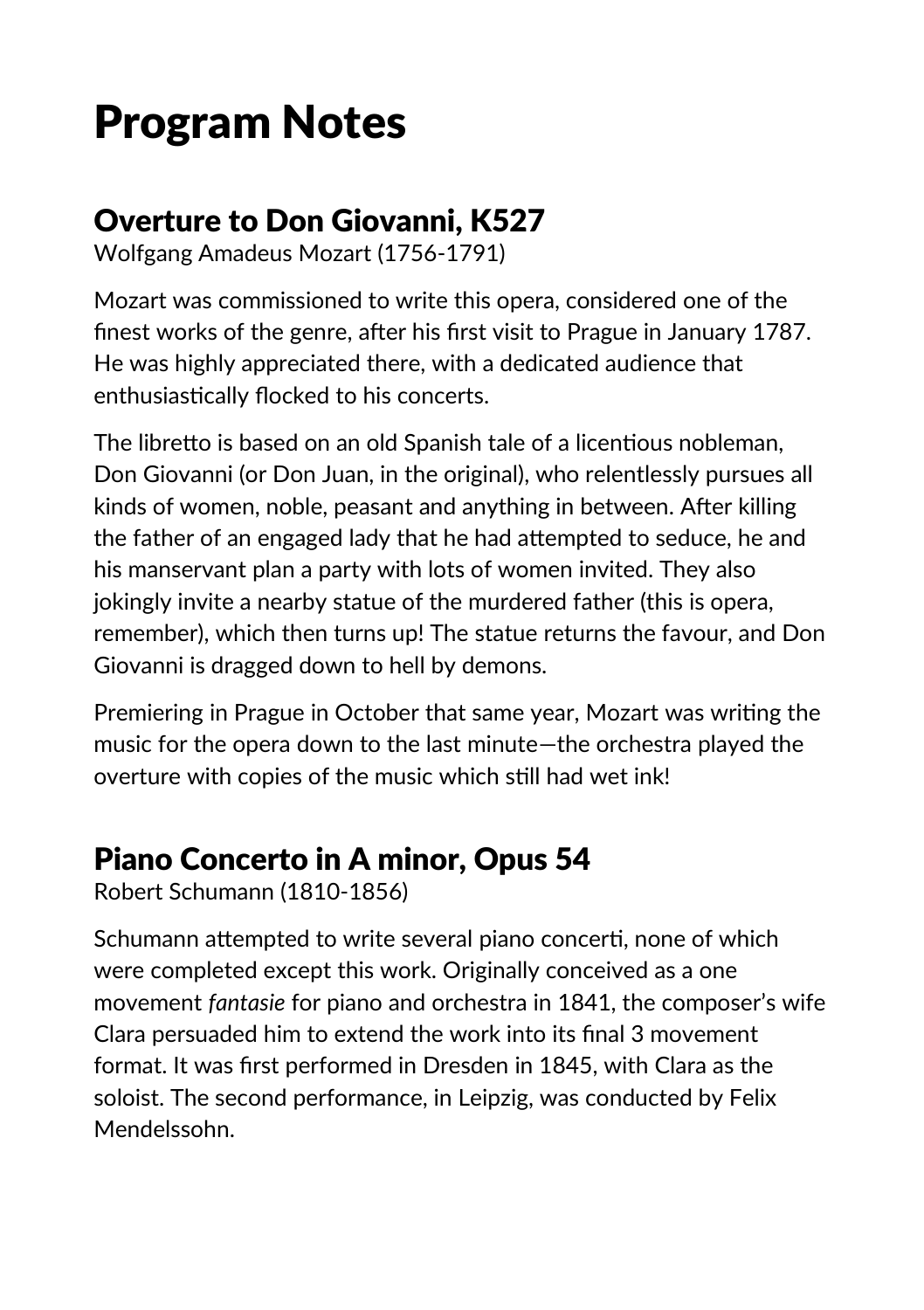# Program Notes

## Overture to Don Giovanni, K527

Wolfgang Amadeus Mozart (1756-1791)

Mozart was commissioned to write this opera, considered one of the finest works of the genre, after his first visit to Prague in January 1787. He was highly appreciated there, with a dedicated audience that enthusiastically flocked to his concerts.

The libretto is based on an old Spanish tale of a licentious nobleman, Don Giovanni (or Don Juan, in the original), who relentlessly pursues all kinds of women, noble, peasant and anything in between. After killing the father of an engaged lady that he had attempted to seduce, he and his manservant plan a party with lots of women invited. They also jokingly invite a nearby statue of the murdered father (this is opera, remember), which then turns up! The statue returns the favour, and Don Giovanni is dragged down to hell by demons.

Premiering in Prague in October that same year, Mozart was writing the music for the opera down to the last minute—the orchestra played the overture with copies of the music which still had wet ink!

## Piano Concerto in A minor, Opus 54

Robert Schumann (1810-1856)

Schumann attempted to write several piano concerti, none of which were completed except this work. Originally conceived as a one movement *fantasie* for piano and orchestra in 1841, the composer's wife Clara persuaded him to extend the work into its final 3 movement format. It was first performed in Dresden in 1845, with Clara as the soloist. The second performance, in Leipzig, was conducted by Felix Mendelssohn.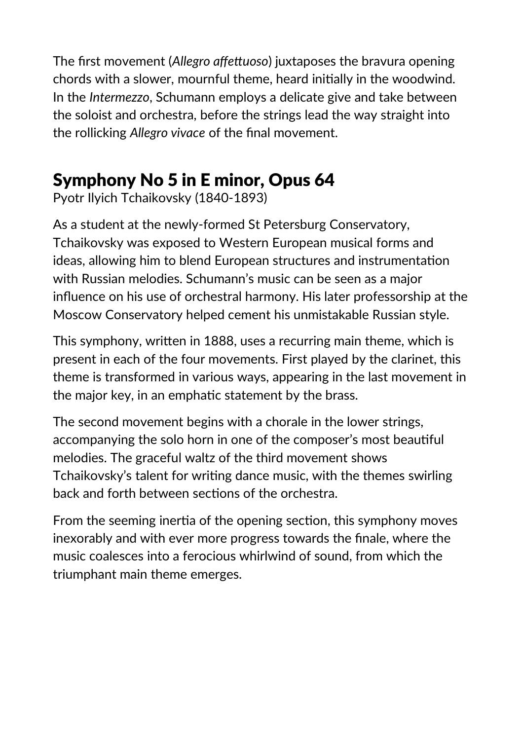The first movement (*Allegro affettuoso*) juxtaposes the bravura opening chords with a slower, mournful theme, heard initially in the woodwind. In the *Intermezzo*, Schumann employs a delicate give and take between the soloist and orchestra, before the strings lead the way straight into the rollicking *Allegro vivace* of the final movement.

## Symphony No 5 in E minor, Opus 64

Pyotr Ilyich Tchaikovsky (1840-1893)

As a student at the newly-formed St Petersburg Conservatory, Tchaikovsky was exposed to Western European musical forms and ideas, allowing him to blend European structures and instrumentation with Russian melodies. Schumann's music can be seen as a major influence on his use of orchestral harmony. His later professorship at the Moscow Conservatory helped cement his unmistakable Russian style.

This symphony, written in 1888, uses a recurring main theme, which is present in each of the four movements. First played by the clarinet, this theme is transformed in various ways, appearing in the last movement in the major key, in an emphatic statement by the brass.

The second movement begins with a chorale in the lower strings, accompanying the solo horn in one of the composer's most beautiful melodies. The graceful waltz of the third movement shows Tchaikovsky's talent for writing dance music, with the themes swirling back and forth between sections of the orchestra.

From the seeming inertia of the opening section, this symphony moves inexorably and with ever more progress towards the finale, where the music coalesces into a ferocious whirlwind of sound, from which the triumphant main theme emerges.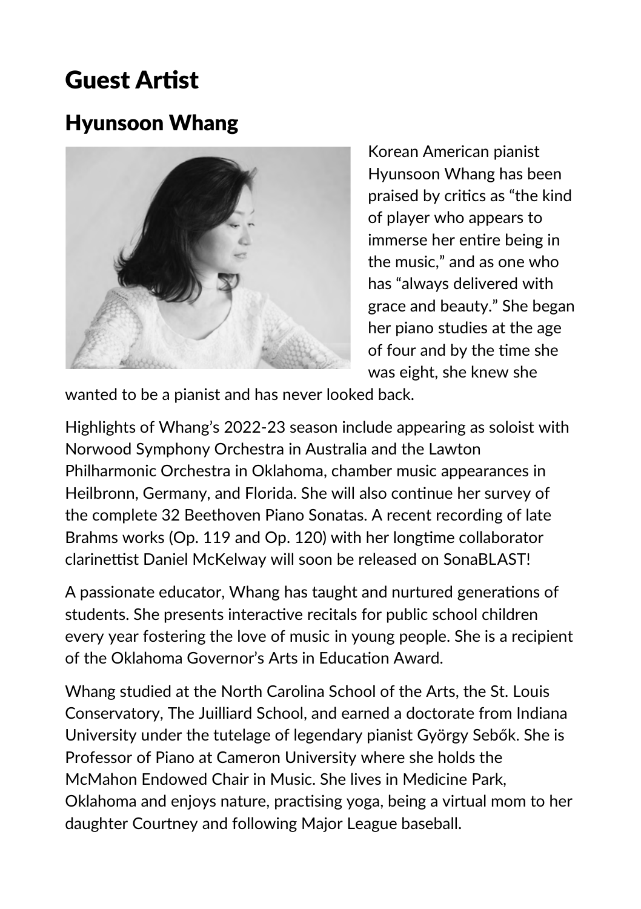# Guest Artist

## Hyunsoon Whang

Korean American pianist Hyunsoon Whang has been praised by critics as “the kind of player who appears to immerse her entire being in the music,” and as one who has “always delivered with grace and beauty.” She began her piano studies at the age of four and by the time she was eight, she knew she wanted to be a pianist and has never looked back.

Highlights of Whang’s 2022-23 season include appearing as soloist with Norwood Symphony Orchestra in Australia and the Lawton Philharmonic Orchestra in Oklahoma, chamber music appearances in Heilbronn, Germany, and Florida. She will also continue her survey of the complete 32 Beethoven Piano Sonatas. A recent recording of late Brahms works (Op. 119 and Op. 120) with her longtime collaborator clarinettist Daniel McKelway will soon be released on SonaBLAST!

A passionate educator, Whang has taught and nurtured generations of students. She presents interactive recitals for public school children every year fostering the love of music in young people. She is a recipient of the Oklahoma Governor’s Arts in Education Award.

Whang studied at the North Carolina School of the Arts, the St. Louis Conservatory, The Juilliard School, and earned a doctorate from Indiana University under the tutelage of legendary pianist György Sebők. She is Professor of Piano at Cameron University where she holds the McMahon Endowed Chair in Music. She lives in Medicine Park, Oklahoma and enjoys nature, practising yoga, being a virtual mom to her daughter Courtney and following Major League baseball.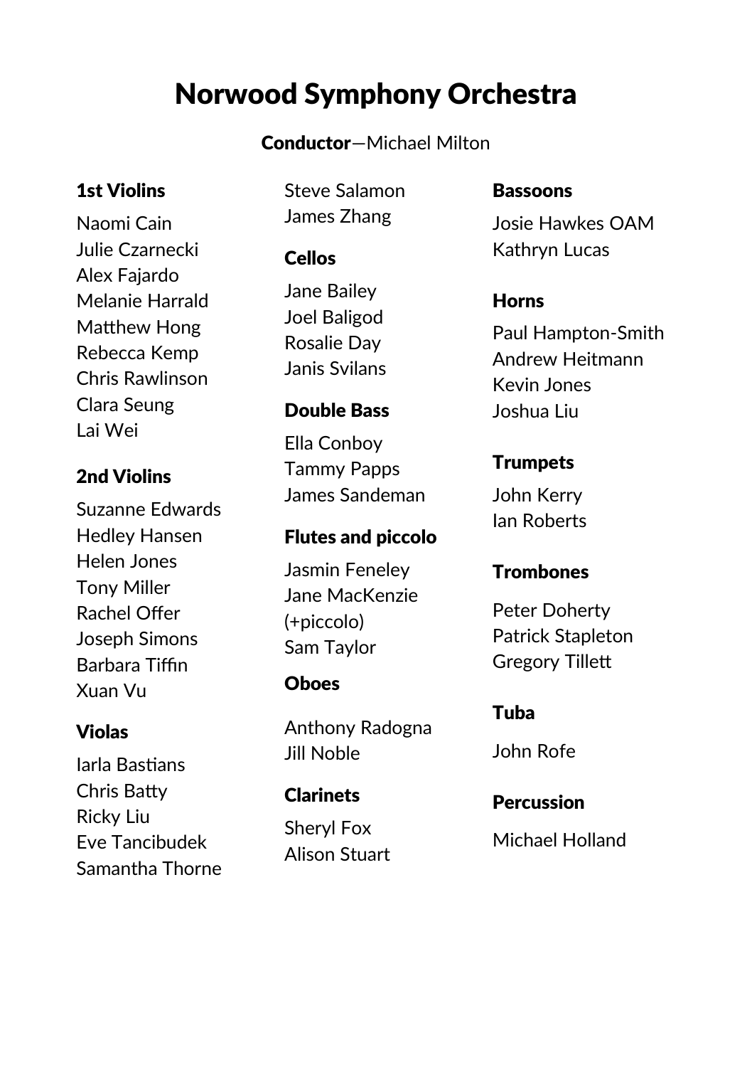# Norwood Symphony Orchestra

**Conductor**—Michael Milton

### 1st Violins

Naomi Cain
Julie Czarnecki
Alex Fajardo
Melanie Harrald
Matthew Hong
Rebecca Kemp
Chris Rawlinson
Clara Seung
Lai Wei

### 2nd Violins

Suzanne Edwards
Hedley Hansen
Helen Jones
Tony Miller
Rachel Offer
Joseph Simons
Barbara Tiffin
Xuan Vu

### Violas

Iarla Bastians
Chris Batty
Ricky Liu
Eve Tancibudek
Samantha Thorne
Steve Salamon
James Zhang

### Cellos

Jane Bailey
Joel Baligod
Rosalie Day
Janis Svilans

### Double Bass

Ella Conboy
Tammy Papps
James Sandeman

### Flutes and piccolo

Jasmin Feneley
Jane MacKenzie (+piccolo)
Sam Taylor

### Oboes

Anthony Radogna
Jill Noble

### Clarinets

Sheryl Fox
Alison Stuart

### Bassoons

Josie Hawkes OAM
Kathryn Lucas

### Horns

Paul Hampton-Smith
Andrew Heitmann
Kevin Jones
Joshua Liu

### Trumpets

John Kerry
Ian Roberts

### Trombones

Peter Doherty
Patrick Stapleton
Gregory Tillett

### Tuba

John Rofe

### Percussion

Michael Holland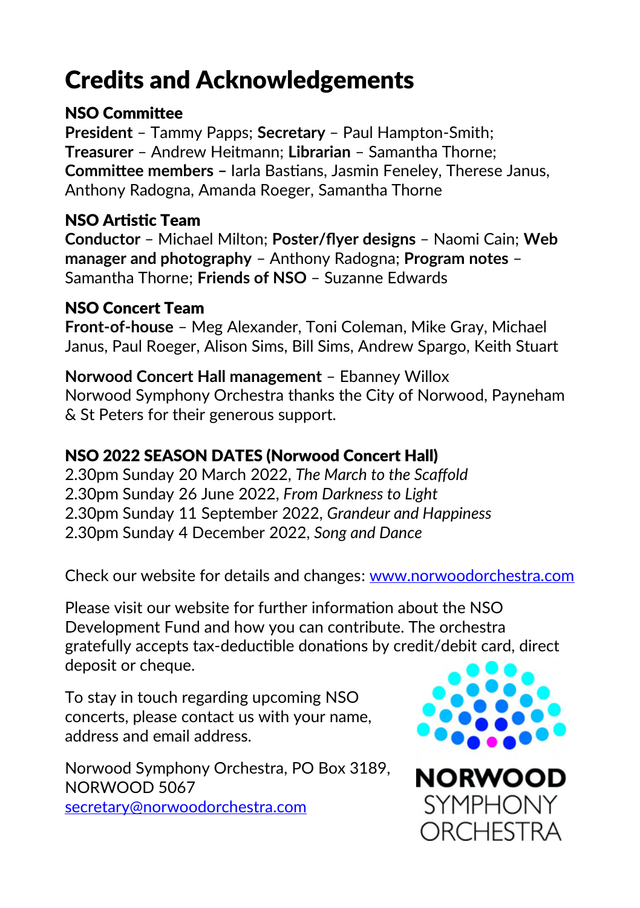# Credits and Acknowledgements

## NSO Committee

**President** – Tammy Papps; **Secretary** – Paul Hampton-Smith; **Treasurer** – Andrew Heitmann; **Librarian** – Samantha Thorne; **Committee members –** Iarla Bastians, Jasmin Feneley, Therese Janus, Anthony Radogna, Amanda Roeger, Samantha Thorne

## NSO Artistic Team

**Conductor** – Michael Milton; **Poster/flyer designs** – Naomi Cain; **Web manager and photography** – Anthony Radogna; **Program notes** – Samantha Thorne; **Friends of NSO** – Suzanne Edwards

## NSO Concert Team

**Front-of-house** – Meg Alexander, Toni Coleman, Mike Gray, Michael Janus, Paul Roeger, Alison Sims, Bill Sims, Andrew Spargo, Keith Stuart

**Norwood Concert Hall management** – Ebanney Willox
Norwood Symphony Orchestra thanks the City of Norwood, Payneham & St Peters for their generous support.

## NSO 2022 SEASON DATES (Norwood Concert Hall)

2.30pm Sunday 20 March 2022, *The March to the Scaffold*
2.30pm Sunday 26 June 2022, *From Darkness to Light*
2.30pm Sunday 11 September 2022, *Grandeur and Happiness*
2.30pm Sunday 4 December 2022, *Song and Dance*

Check our website for details and changes: www.norwoodorchestra.com

Please visit our website for further information about the NSO Development Fund and how you can contribute. The orchestra gratefully accepts tax-deductible donations by credit/debit card, direct deposit or cheque.

To stay in touch regarding upcoming NSO concerts, please contact us with your name, address and email address.

Norwood Symphony Orchestra, PO Box 3189, NORWOOD 5067
secretary@norwoodorchestra.com

NORWOOD SYMPHONY ORCHESTRA